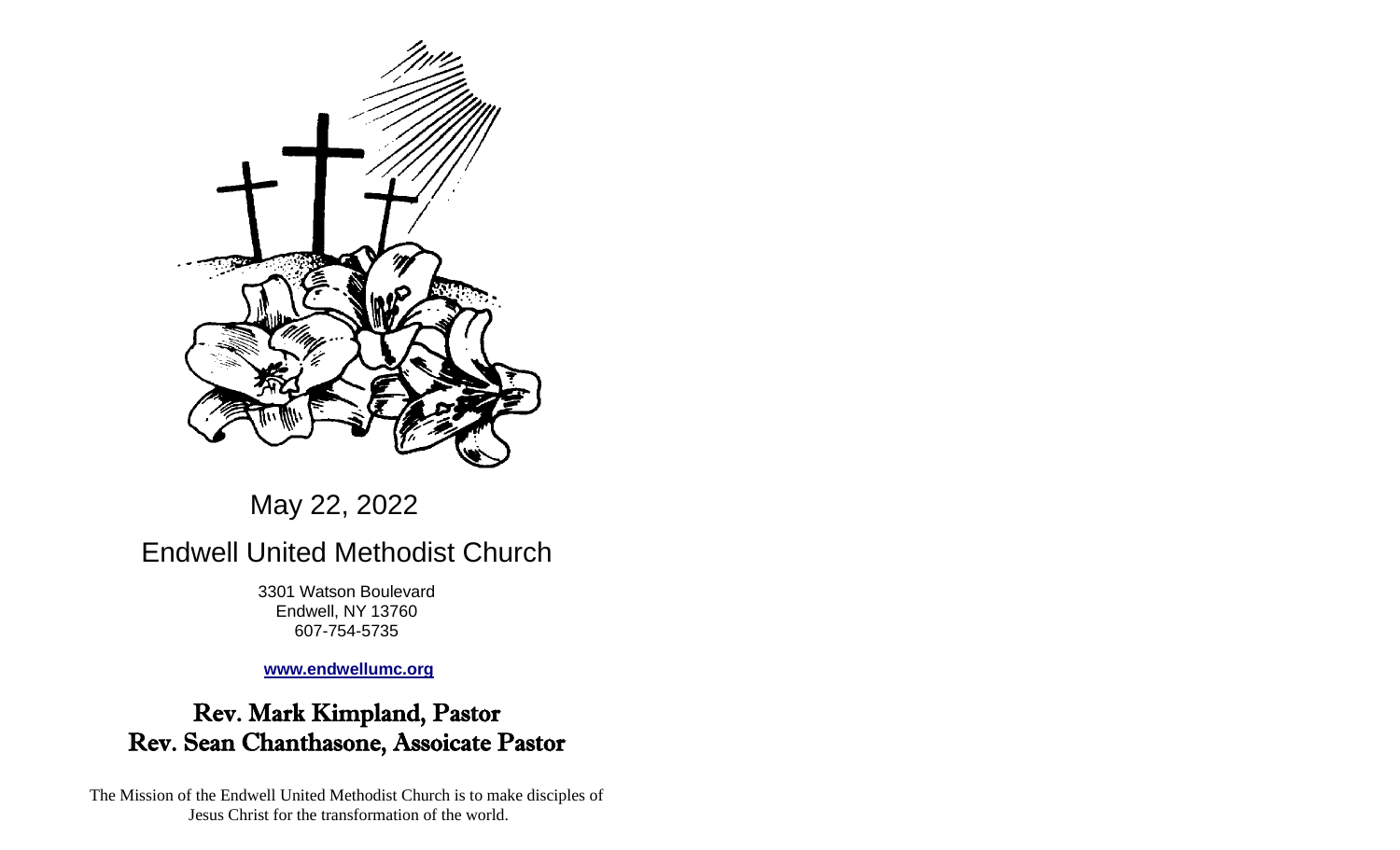May 22, 2022

# Endwell United Methodist Church

3301 Watson Boulevard
Endwell, NY 13760
607-754-5735

**www.endwellumc.org**

## Rev. Mark Kimpland, Pastor
## Rev. Sean Chanthasone, Assoicate Pastor

The Mission of the Endwell United Methodist Church is to make disciples of Jesus Christ for the transformation of the world.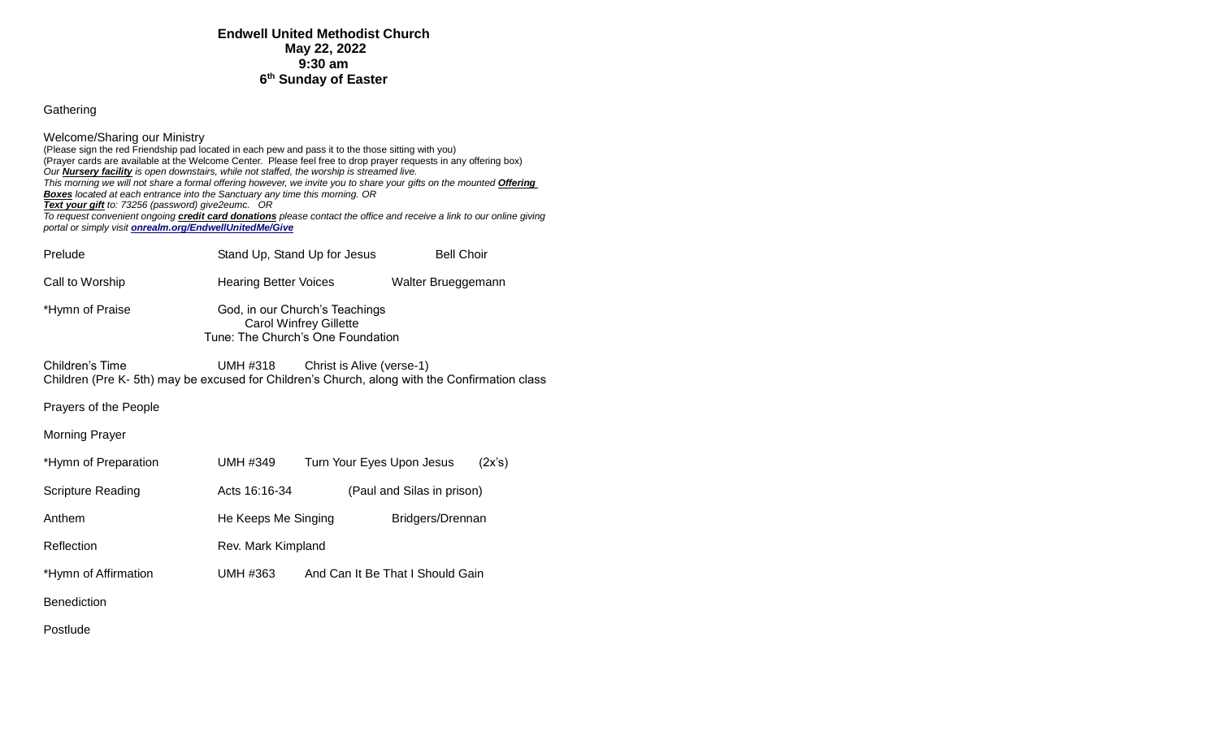**Endwell United Methodist Church**
**May 22, 2022**
**9:30 am**
**6th Sunday of Easter**

Gathering

Welcome/Sharing our Ministry
(Please sign the red Friendship pad located in each pew and pass it to the those sitting with you)
(Prayer cards are available at the Welcome Center. Please feel free to drop prayer requests in any offering box)
*Our **Nursery facility** is open downstairs, while not staffed, the worship is streamed live.*
*This morning we will not share a formal offering however, we invite you to share your gifts on the mounted **Offering Boxes** located at each entrance into the Sanctuary any time this morning. OR*
***Text your gift** to: 73256 (password) give2eumc. OR*
*To request convenient ongoing **credit card donations** please contact the office and receive a link to our online giving portal or simply visit **onrealm.org/EndwellUnitedMe/Give***

Prelude Stand Up, Stand Up for Jesus Bell Choir

Call to Worship Hearing Better Voices Walter Brueggemann

*Hymn of Praise God, in our Church's Teachings
Carol Winfrey Gillette
Tune: The Church's One Foundation

Children's Time UMH #318 Christ is Alive (verse-1)
Children (Pre K- 5th) may be excused for Children's Church, along with the Confirmation class

Prayers of the People

Morning Prayer

*Hymn of Preparation UMH #349 Turn Your Eyes Upon Jesus (2x's)

Scripture Reading Acts 16:16-34 (Paul and Silas in prison)

Anthem He Keeps Me Singing Bridgers/Drennan

Reflection Rev. Mark Kimpland

*Hymn of Affirmation UMH #363 And Can It Be That I Should Gain

Benediction

Postlude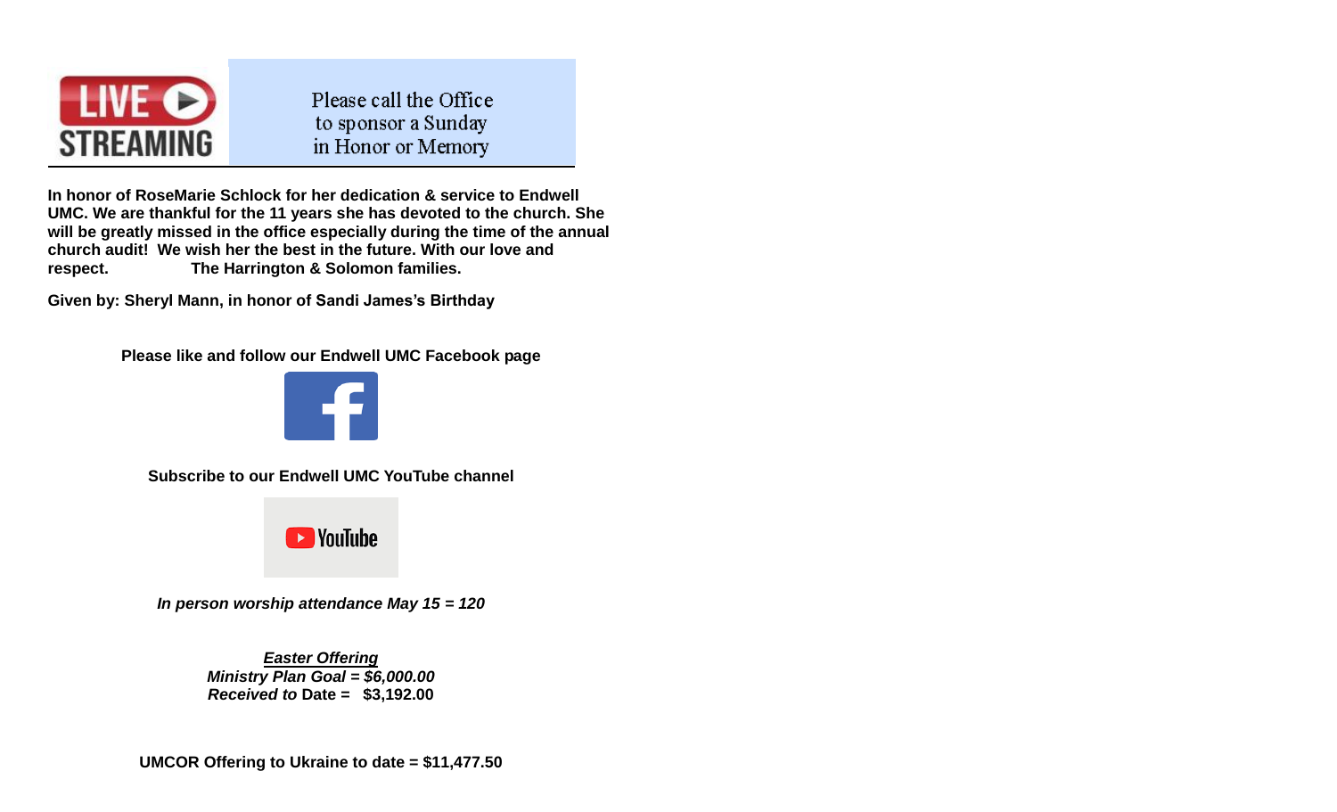Please call the Office to sponsor a Sunday in Honor or Memory

**In honor of RoseMarie Schlock for her dedication & service to Endwell UMC. We are thankful for the 11 years she has devoted to the church. She will be greatly missed in the office especially during the time of the annual church audit! We wish her the best in the future. With our love and respect. The Harrington & Solomon families.**

**Given by: Sheryl Mann, in honor of Sandi James's Birthday**

**Please like and follow our Endwell UMC Facebook page**

**Subscribe to our Endwell UMC YouTube channel**

***In person worship attendance May 15 = 120***

***<u>Easter Offering</u>***
***Ministry Plan Goal = $6,000.00***
***Received to* Date = $3,192.00**

**UMCOR Offering to Ukraine to date = $11,477.50**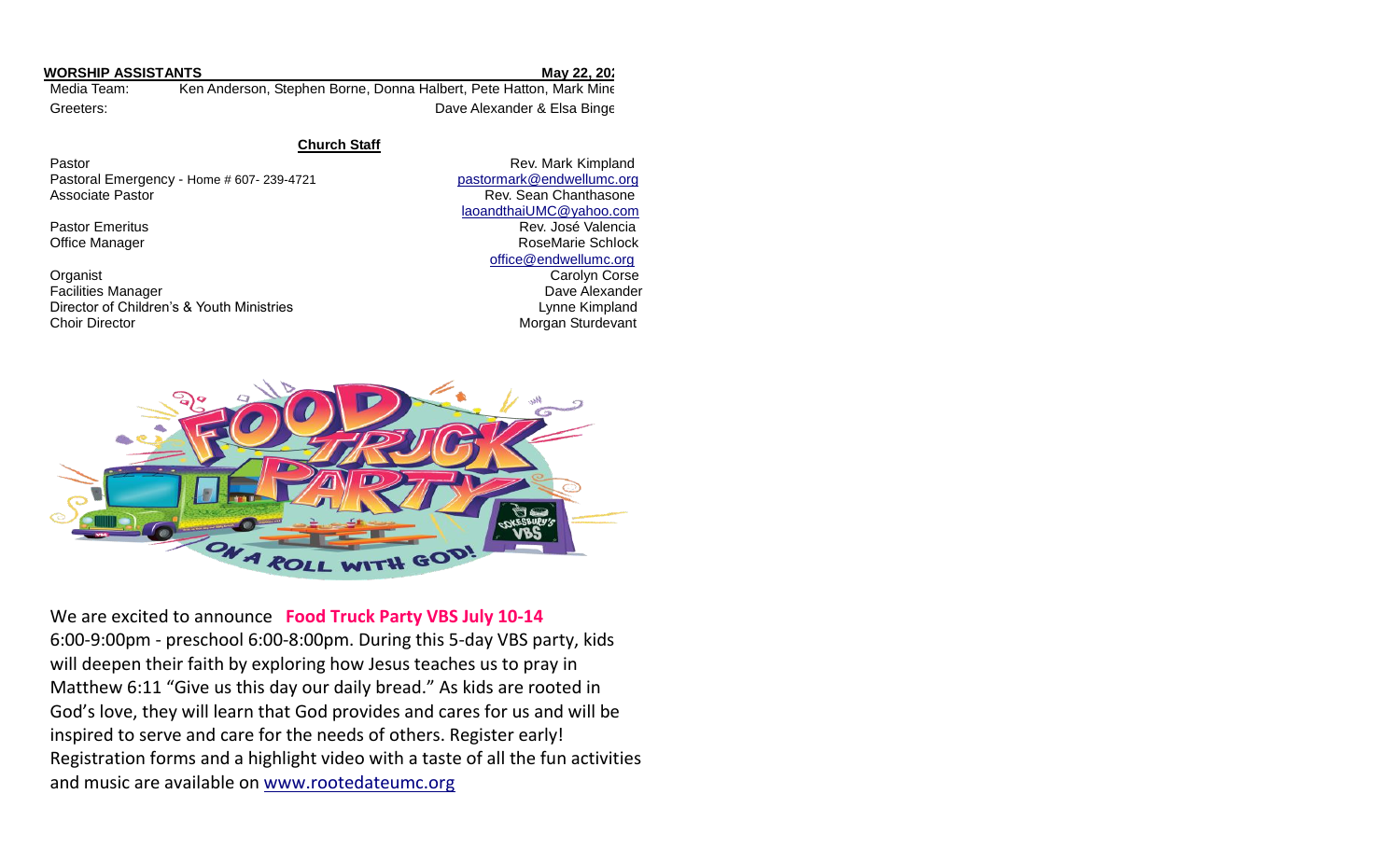**WORSHIP ASSISTANTS** **May 22, 202**

Media Team: Ken Anderson, Stephen Borne, Donna Halbert, Pete Hatton, Mark Mine

Greeters: Dave Alexander & Elsa Binge

**Church Staff**

| | |
|---|---|
| Pastor | Rev. Mark Kimpland |
| Pastoral Emergency - Home # 607- 239-4721 | pastormark@endwellumc.org |
| Associate Pastor | Rev. Sean Chanthasone |
| | laoandthaiUMC@yahoo.com |
| Pastor Emeritus | Rev. José Valencia |
| Office Manager | RoseMarie Schlock |
| | office@endwellumc.org |
| Organist | Carolyn Corse |
| Facilities Manager | Dave Alexander |
| Director of Children's & Youth Ministries | Lynne Kimpland |
| Choir Director | Morgan Sturdevant |

We are excited to announce **Food Truck Party VBS July 10-14** 6:00-9:00pm - preschool 6:00-8:00pm. During this 5-day VBS party, kids will deepen their faith by exploring how Jesus teaches us to pray in Matthew 6:11 "Give us this day our daily bread." As kids are rooted in God's love, they will learn that God provides and cares for us and will be inspired to serve and care for the needs of others. Register early! Registration forms and a highlight video with a taste of all the fun activities and music are available on www.rootedateumc.org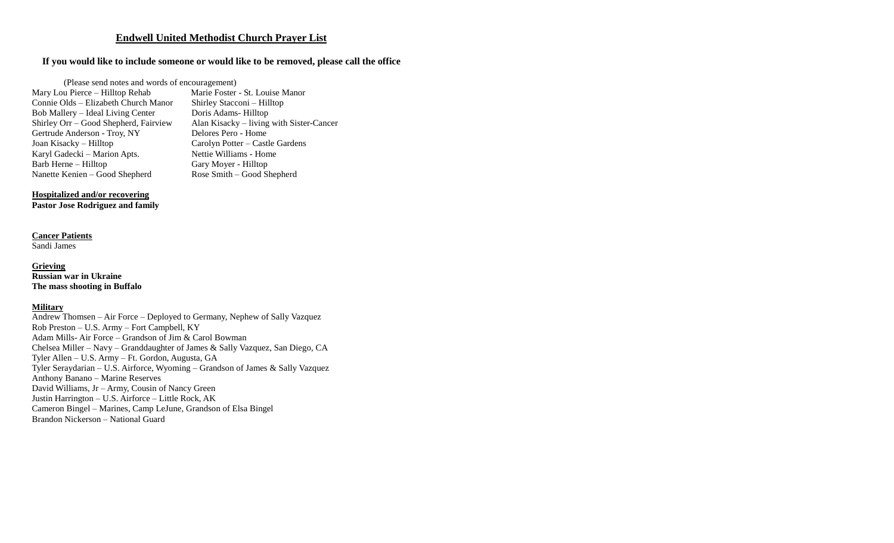## Endwell United Methodist Church Prayer List

**If you would like to include someone or would like to be removed, please call the office**

(Please send notes and words of encouragement)

Mary Lou Pierce – Hilltop Rehab
Connie Olds – Elizabeth Church Manor
Bob Mallery – Ideal Living Center
Shirley Orr – Good Shepherd, Fairview
Gertrude Anderson - Troy, NY
Joan Kisacky – Hilltop
Karyl Gadecki – Marion Apts.
Barb Herne – Hilltop
Nanette Kenien – Good Shepherd
Marie Foster - St. Louise Manor
Shirley Stacconi – Hilltop
Doris Adams- Hilltop
Alan Kisacky – living with Sister-Cancer
Delores Pero - Home
Carolyn Potter – Castle Gardens
Nettie Williams - Home
Gary Moyer - Hilltop
Rose Smith – Good Shepherd

**Hospitalized and/or recovering**
**Pastor Jose Rodriguez and family**

**Cancer Patients**
Sandi James

**Grieving**
**Russian war in Ukraine**
**The mass shooting in Buffalo**

**Military**
Andrew Thomsen – Air Force – Deployed to Germany, Nephew of Sally Vazquez
Rob Preston – U.S. Army – Fort Campbell, KY
Adam Mills- Air Force – Grandson of Jim & Carol Bowman
Chelsea Miller – Navy – Granddaughter of James & Sally Vazquez, San Diego, CA
Tyler Allen – U.S. Army – Ft. Gordon, Augusta, GA
Tyler Seraydarian – U.S. Airforce, Wyoming – Grandson of James & Sally Vazquez
Anthony Banano – Marine Reserves
David Williams, Jr – Army, Cousin of Nancy Green
Justin Harrington – U.S. Airforce – Little Rock, AK
Cameron Bingel – Marines, Camp LeJune, Grandson of Elsa Bingel
Brandon Nickerson – National Guard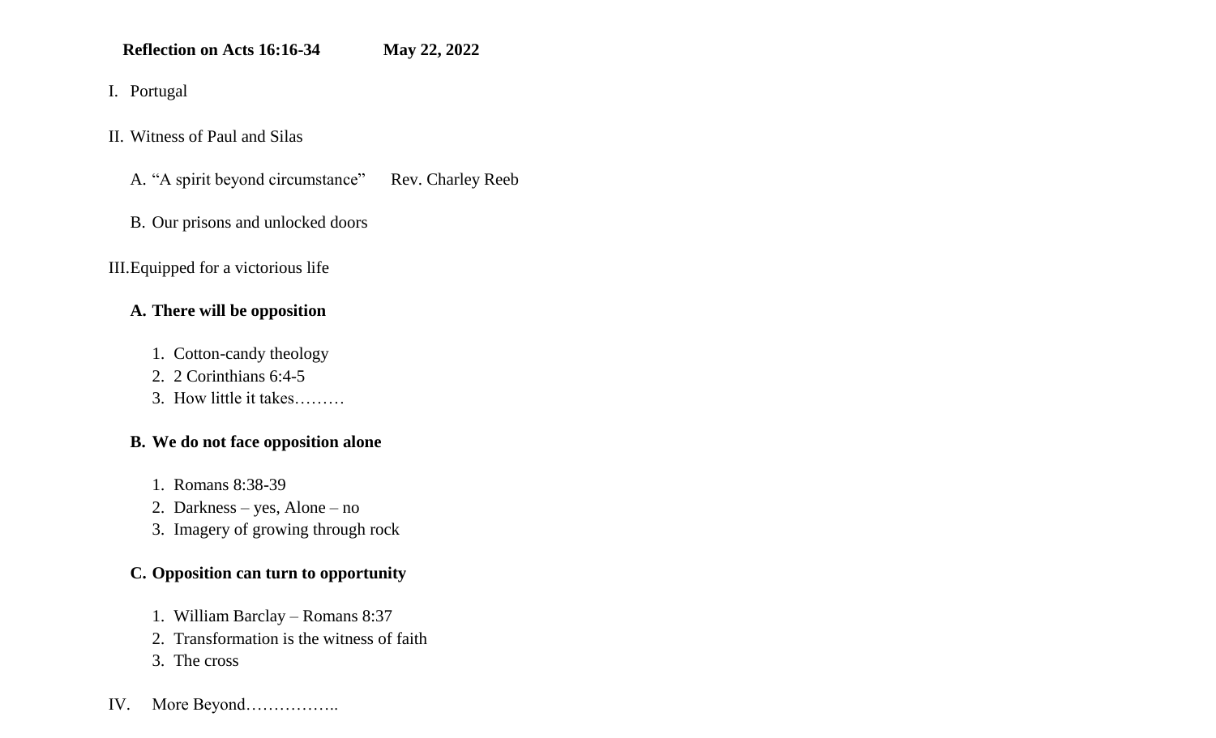**Reflection on Acts 16:16-34 May 22, 2022**

I. Portugal

II. Witness of Paul and Silas

   A. "A spirit beyond circumstance" Rev. Charley Reeb

   B. Our prisons and unlocked doors

III. Equipped for a victorious life

   **A. There will be opposition**

      1. Cotton-candy theology
      2. 2 Corinthians 6:4-5
      3. How little it takes………

   **B. We do not face opposition alone**

      1. Romans 8:38-39
      2. Darkness – yes, Alone – no
      3. Imagery of growing through rock

   **C. Opposition can turn to opportunity**

      1. William Barclay – Romans 8:37
      2. Transformation is the witness of faith
      3. The cross

IV. More Beyond……………..